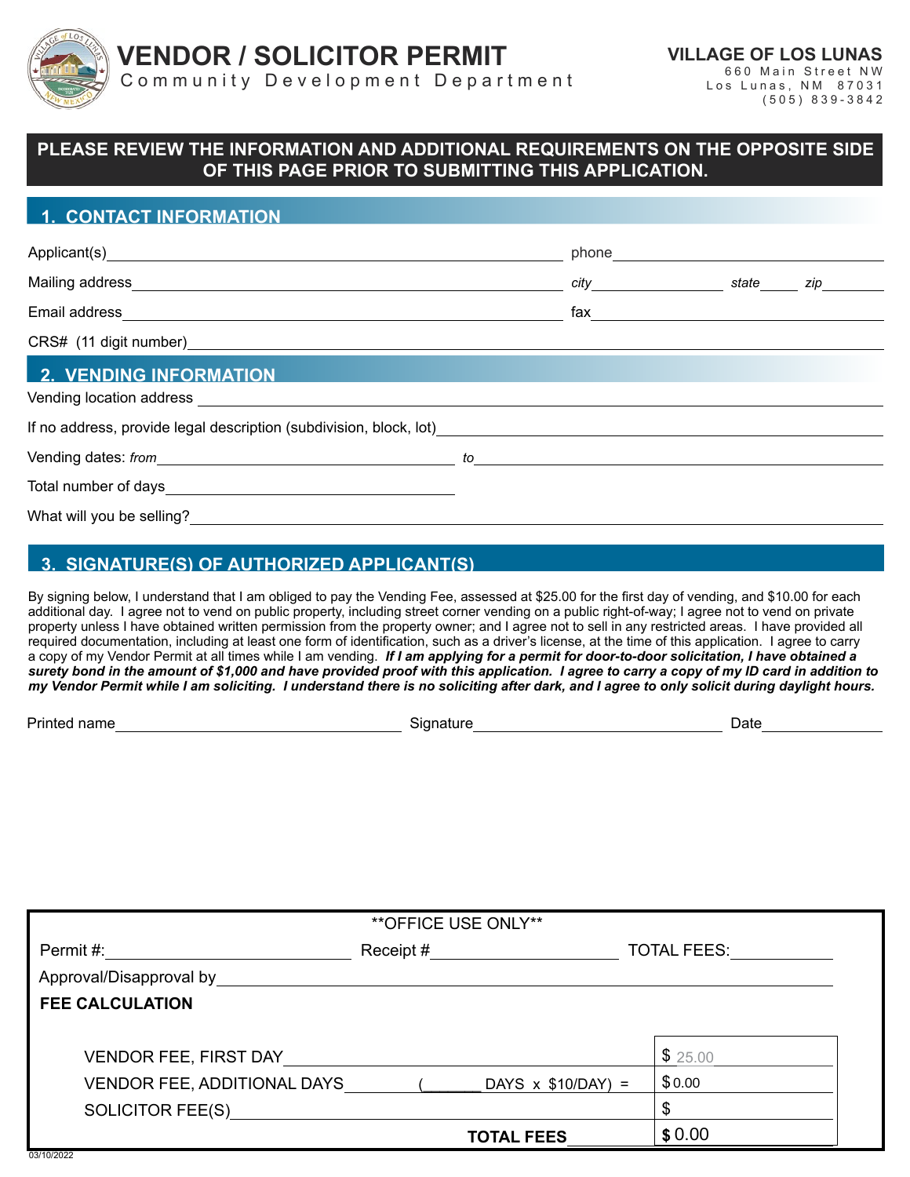# VENDOR / SOLICITOR PERMIT

Community Development Department

**VILLAGE OF LOS LUNAS**
660 Main Street NW
Los Lunas, NM 87031
(505) 839-3842

**PLEASE REVIEW THE INFORMATION AND ADDITIONAL REQUIREMENTS ON THE OPPOSITE SIDE OF THIS PAGE PRIOR TO SUBMITTING THIS APPLICATION.**

## 1. CONTACT INFORMATION

Applicant(s) ______________________________ phone ______________________________

Mailing address ______________________________ *city* ____________ *state* ______ *zip* ________

Email address ______________________________ fax ______________________________

CRS# (11 digit number) ______________________________

## 2. VENDING INFORMATION

Vending location address ______________________________

If no address, provide legal description (subdivision, block, lot) ______________________________

Vending dates: *from* ______________________________ *to* ______________________________

Total number of days ______________________________

What will you be selling? ______________________________

## 3. SIGNATURE(S) OF AUTHORIZED APPLICANT(S)

By signing below, I understand that I am obliged to pay the Vending Fee, assessed at $25.00 for the first day of vending, and $10.00 for each additional day. I agree not to vend on public property, including street corner vending on a public right-of-way; I agree not to vend on private property unless I have obtained written permission from the property owner; and I agree not to sell in any restricted areas. I have provided all required documentation, including at least one form of identification, such as a driver's license, at the time of this application. I agree to carry a copy of my Vendor Permit at all times while I am vending. ***If I am applying for a permit for door-to-door solicitation, I have obtained a surety bond in the amount of $1,000 and have provided proof with this application. I agree to carry a copy of my ID card in addition to my Vendor Permit while I am soliciting. I understand there is no soliciting after dark, and I agree to only solicit during daylight hours.***

Printed name ______________________ Signature ______________________ Date ____________

**OFFICE USE ONLY**

Permit #: ______________ Receipt # ______________ TOTAL FEES: ______________

Approval/Disapproval by ______________________________

**FEE CALCULATION**

| | |
|---|---|
| VENDOR FEE, FIRST DAY | $ 25.00 |
| VENDOR FEE, ADDITIONAL DAYS (______ DAYS x $10/DAY) = | $ 0.00 |
| SOLICITOR FEE(S) | $ |
| **TOTAL FEES** | **$** 0.00 |

03/10/2022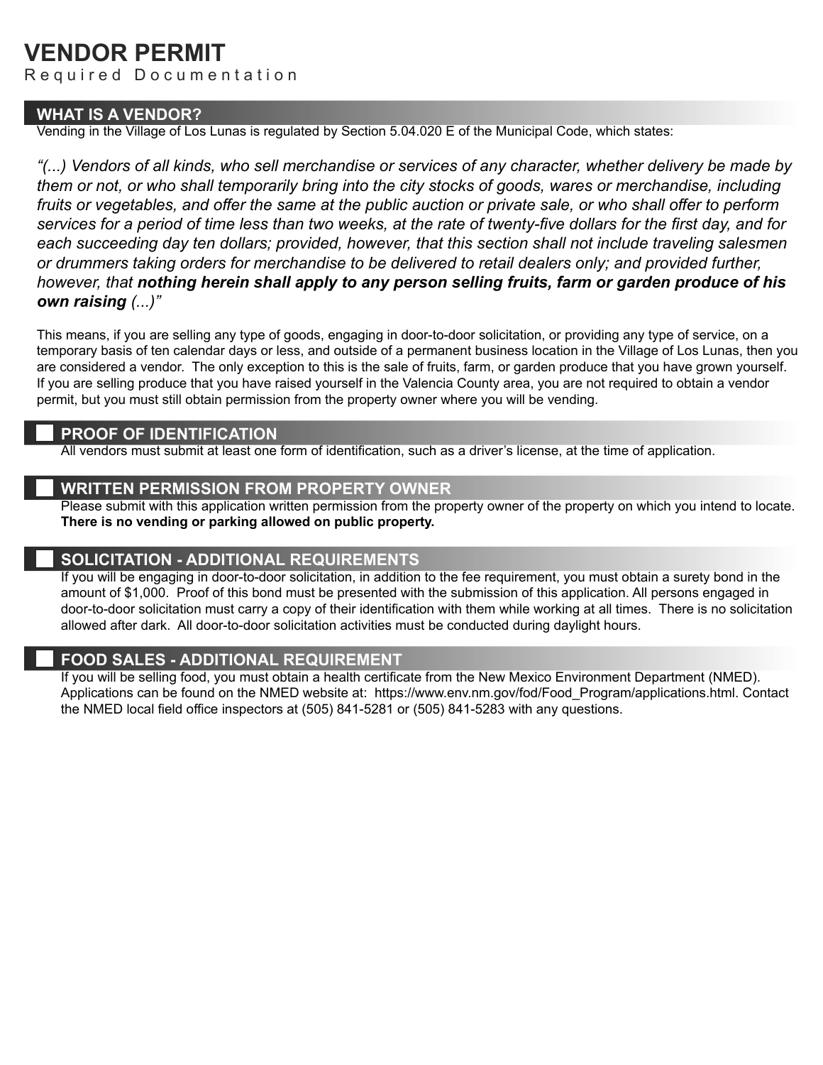# VENDOR PERMIT

Required Documentation

## WHAT IS A VENDOR?

Vending in the Village of Los Lunas is regulated by Section 5.04.020 E of the Municipal Code, which states:

*“(...) Vendors of all kinds, who sell merchandise or services of any character, whether delivery be made by them or not, or who shall temporarily bring into the city stocks of goods, wares or merchandise, including fruits or vegetables, and offer the same at the public auction or private sale, or who shall offer to perform services for a period of time less than two weeks, at the rate of twenty-five dollars for the first day, and for each succeeding day ten dollars; provided, however, that this section shall not include traveling salesmen or drummers taking orders for merchandise to be delivered to retail dealers only; and provided further, however, that* ***nothing herein shall apply to any person selling fruits, farm or garden produce of his own raising*** *(...)”*

This means, if you are selling any type of goods, engaging in door-to-door solicitation, or providing any type of service, on a temporary basis of ten calendar days or less, and outside of a permanent business location in the Village of Los Lunas, then you are considered a vendor. The only exception to this is the sale of fruits, farm, or garden produce that you have grown yourself. If you are selling produce that you have raised yourself in the Valencia County area, you are not required to obtain a vendor permit, but you must still obtain permission from the property owner where you will be vending.

## ☐ PROOF OF IDENTIFICATION

All vendors must submit at least one form of identification, such as a driver’s license, at the time of application.

## ☐ WRITTEN PERMISSION FROM PROPERTY OWNER

Please submit with this application written permission from the property owner of the property on which you intend to locate. **There is no vending or parking allowed on public property.**

## ☐ SOLICITATION - ADDITIONAL REQUIREMENTS

If you will be engaging in door-to-door solicitation, in addition to the fee requirement, you must obtain a surety bond in the amount of $1,000. Proof of this bond must be presented with the submission of this application. All persons engaged in door-to-door solicitation must carry a copy of their identification with them while working at all times. There is no solicitation allowed after dark. All door-to-door solicitation activities must be conducted during daylight hours.

## ☐ FOOD SALES - ADDITIONAL REQUIREMENT

If you will be selling food, you must obtain a health certificate from the New Mexico Environment Department (NMED). Applications can be found on the NMED website at: https://www.env.nm.gov/fod/Food_Program/applications.html. Contact the NMED local field office inspectors at (505) 841-5281 or (505) 841-5283 with any questions.